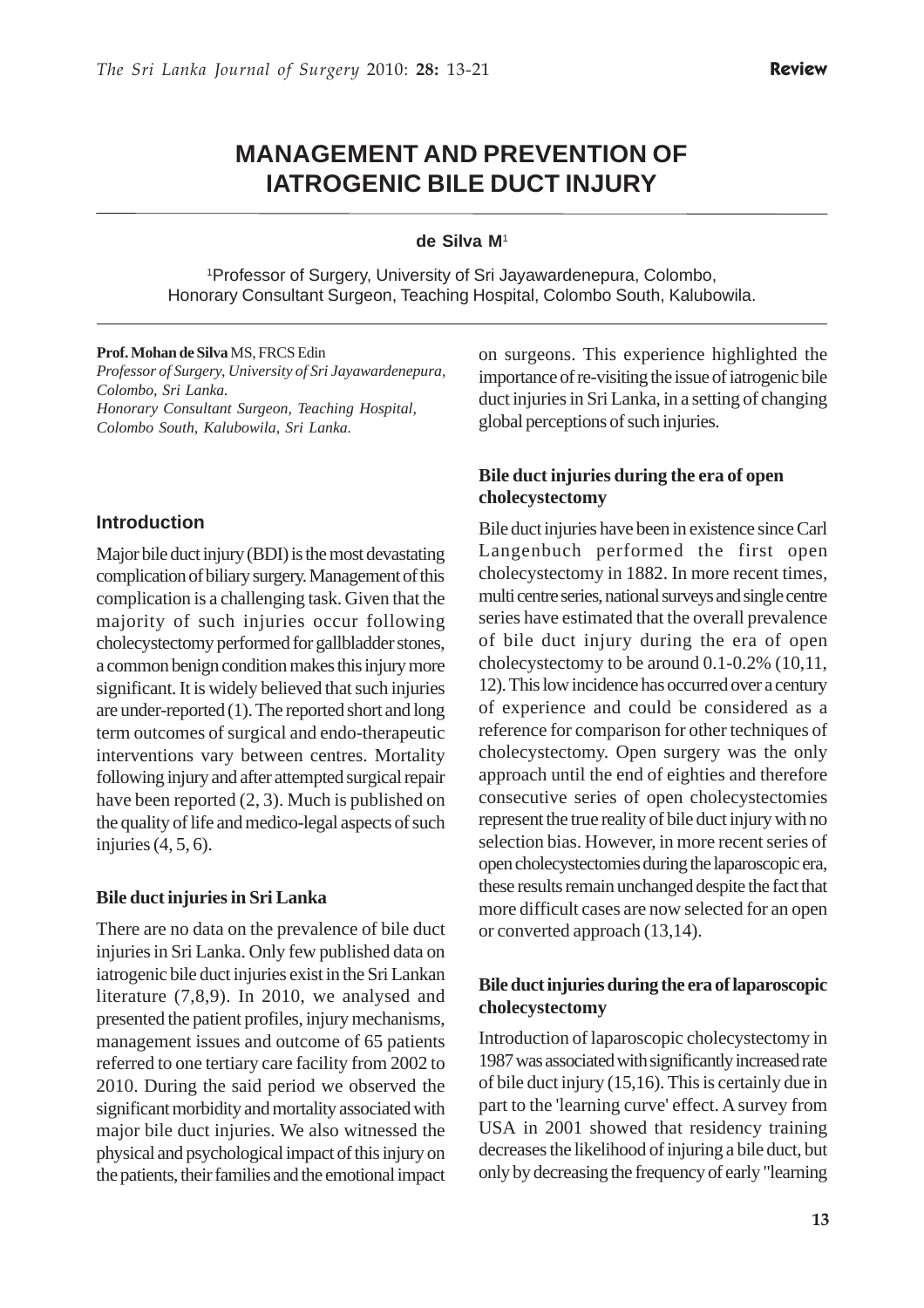# MANAGEMENT AND PREVENTION OF IATROGENIC BILE DUCT INJURY

**de Silva M**[1]

[1]Professor of Surgery, University of Sri Jayawardenepura, Colombo, Honorary Consultant Surgeon, Teaching Hospital, Colombo South, Kalubowila.

**Prof. Mohan de Silva** MS, FRCS Edin
*Professor of Surgery, University of Sri Jayawardenepura, Colombo, Sri Lanka.*
*Honorary Consultant Surgeon, Teaching Hospital, Colombo South, Kalubowila, Sri Lanka.*

## Introduction

Major bile duct injury (BDI) is the most devastating complication of biliary surgery. Management of this complication is a challenging task. Given that the majority of such injuries occur following cholecystectomy performed for gallbladder stones, a common benign condition makes this injury more significant. It is widely believed that such injuries are under-reported (1). The reported short and long term outcomes of surgical and endo-therapeutic interventions vary between centres. Mortality following injury and after attempted surgical repair have been reported (2, 3). Much is published on the quality of life and medico-legal aspects of such injuries (4, 5, 6).

### Bile duct injuries in Sri Lanka

There are no data on the prevalence of bile duct injuries in Sri Lanka. Only few published data on iatrogenic bile duct injuries exist in the Sri Lankan literature (7,8,9). In 2010, we analysed and presented the patient profiles, injury mechanisms, management issues and outcome of 65 patients referred to one tertiary care facility from 2002 to 2010. During the said period we observed the significant morbidity and mortality associated with major bile duct injuries. We also witnessed the physical and psychological impact of this injury on the patients, their families and the emotional impact on surgeons. This experience highlighted the importance of re-visiting the issue of iatrogenic bile duct injuries in Sri Lanka, in a setting of changing global perceptions of such injuries.

### Bile duct injuries during the era of open cholecystectomy

Bile duct injuries have been in existence since Carl Langenbuch performed the first open cholecystectomy in 1882. In more recent times, multi centre series, national surveys and single centre series have estimated that the overall prevalence of bile duct injury during the era of open cholecystectomy to be around 0.1-0.2% (10,11, 12). This low incidence has occurred over a century of experience and could be considered as a reference for comparison for other techniques of cholecystectomy. Open surgery was the only approach until the end of eighties and therefore consecutive series of open cholecystectomies represent the true reality of bile duct injury with no selection bias. However, in more recent series of open cholecystectomies during the laparoscopic era, these results remain unchanged despite the fact that more difficult cases are now selected for an open or converted approach (13,14).

### Bile duct injuries during the era of laparoscopic cholecystectomy

Introduction of laparoscopic cholecystectomy in 1987 was associated with significantly increased rate of bile duct injury (15,16). This is certainly due in part to the 'learning curve' effect. A survey from USA in 2001 showed that residency training decreases the likelihood of injuring a bile duct, but only by decreasing the frequency of early "learning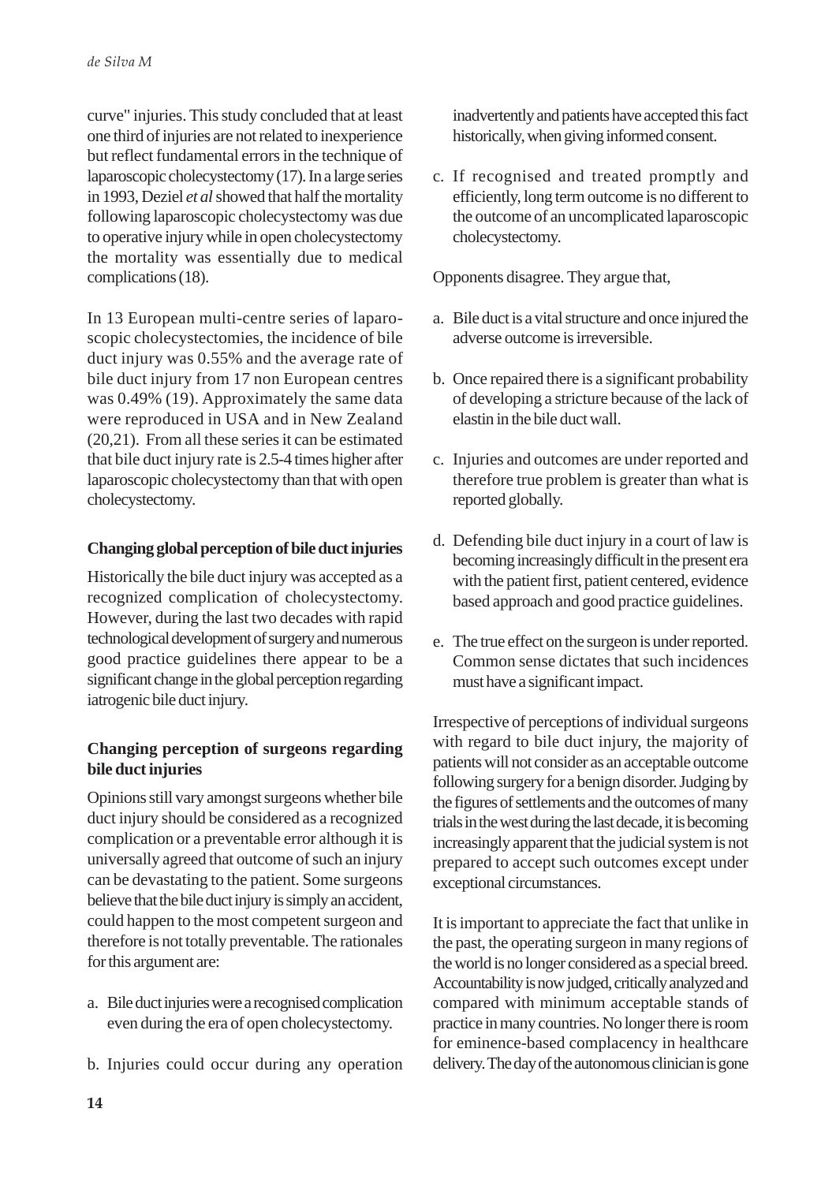curve" injuries. This study concluded that at least one third of injuries are not related to inexperience but reflect fundamental errors in the technique of laparoscopic cholecystectomy (17). In a large series in 1993, Deziel *et al* showed that half the mortality following laparoscopic cholecystectomy was due to operative injury while in open cholecystectomy the mortality was essentially due to medical complications (18).

In 13 European multi-centre series of laparoscopic cholecystectomies, the incidence of bile duct injury was 0.55% and the average rate of bile duct injury from 17 non European centres was 0.49% (19). Approximately the same data were reproduced in USA and in New Zealand (20,21). From all these series it can be estimated that bile duct injury rate is 2.5-4 times higher after laparoscopic cholecystectomy than that with open cholecystectomy.

**Changing global perception of bile duct injuries**

Historically the bile duct injury was accepted as a recognized complication of cholecystectomy. However, during the last two decades with rapid technological development of surgery and numerous good practice guidelines there appear to be a significant change in the global perception regarding iatrogenic bile duct injury.

**Changing perception of surgeons regarding bile duct injuries**

Opinions still vary amongst surgeons whether bile duct injury should be considered as a recognized complication or a preventable error although it is universally agreed that outcome of such an injury can be devastating to the patient. Some surgeons believe that the bile duct injury is simply an accident, could happen to the most competent surgeon and therefore is not totally preventable. The rationales for this argument are:

a. Bile duct injuries were a recognised complication even during the era of open cholecystectomy.

b. Injuries could occur during any operation inadvertently and patients have accepted this fact historically, when giving informed consent.

c. If recognised and treated promptly and efficiently, long term outcome is no different to the outcome of an uncomplicated laparoscopic cholecystectomy.

Opponents disagree. They argue that,

a. Bile duct is a vital structure and once injured the adverse outcome is irreversible.

b. Once repaired there is a significant probability of developing a stricture because of the lack of elastin in the bile duct wall.

c. Injuries and outcomes are under reported and therefore true problem is greater than what is reported globally.

d. Defending bile duct injury in a court of law is becoming increasingly difficult in the present era with the patient first, patient centered, evidence based approach and good practice guidelines.

e. The true effect on the surgeon is under reported. Common sense dictates that such incidences must have a significant impact.

Irrespective of perceptions of individual surgeons with regard to bile duct injury, the majority of patients will not consider as an acceptable outcome following surgery for a benign disorder. Judging by the figures of settlements and the outcomes of many trials in the west during the last decade, it is becoming increasingly apparent that the judicial system is not prepared to accept such outcomes except under exceptional circumstances.

It is important to appreciate the fact that unlike in the past, the operating surgeon in many regions of the world is no longer considered as a special breed. Accountability is now judged, critically analyzed and compared with minimum acceptable stands of practice in many countries. No longer there is room for eminence-based complacency in healthcare delivery. The day of the autonomous clinician is gone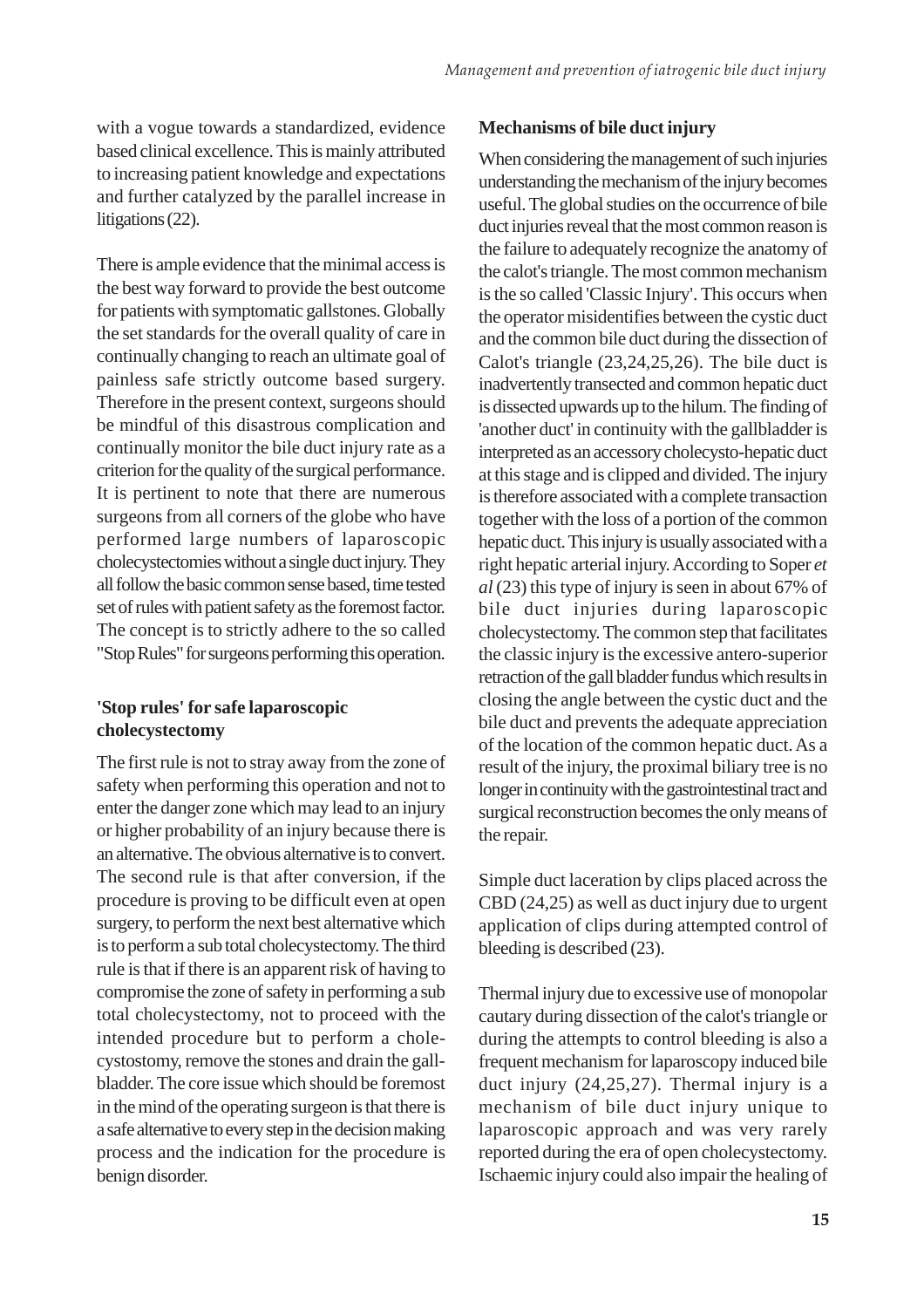with a vogue towards a standardized, evidence based clinical excellence. This is mainly attributed to increasing patient knowledge and expectations and further catalyzed by the parallel increase in litigations (22).

There is ample evidence that the minimal access is the best way forward to provide the best outcome for patients with symptomatic gallstones. Globally the set standards for the overall quality of care in continually changing to reach an ultimate goal of painless safe strictly outcome based surgery. Therefore in the present context, surgeons should be mindful of this disastrous complication and continually monitor the bile duct injury rate as a criterion for the quality of the surgical performance. It is pertinent to note that there are numerous surgeons from all corners of the globe who have performed large numbers of laparoscopic cholecystectomies without a single duct injury. They all follow the basic common sense based, time tested set of rules with patient safety as the foremost factor. The concept is to strictly adhere to the so called "Stop Rules" for surgeons performing this operation.

## 'Stop rules' for safe laparoscopic cholecystectomy

The first rule is not to stray away from the zone of safety when performing this operation and not to enter the danger zone which may lead to an injury or higher probability of an injury because there is an alternative. The obvious alternative is to convert. The second rule is that after conversion, if the procedure is proving to be difficult even at open surgery, to perform the next best alternative which is to perform a sub total cholecystectomy. The third rule is that if there is an apparent risk of having to compromise the zone of safety in performing a sub total cholecystectomy, not to proceed with the intended procedure but to perform a cholecystostomy, remove the stones and drain the gallbladder. The core issue which should be foremost in the mind of the operating surgeon is that there is a safe alternative to every step in the decision making process and the indication for the procedure is benign disorder.

## Mechanisms of bile duct injury

When considering the management of such injuries understanding the mechanism of the injury becomes useful. The global studies on the occurrence of bile duct injuries reveal that the most common reason is the failure to adequately recognize the anatomy of the calot's triangle. The most common mechanism is the so called 'Classic Injury'. This occurs when the operator misidentifies between the cystic duct and the common bile duct during the dissection of Calot's triangle (23,24,25,26). The bile duct is inadvertently transected and common hepatic duct is dissected upwards up to the hilum. The finding of 'another duct' in continuity with the gallbladder is interpreted as an accessory cholecysto-hepatic duct at this stage and is clipped and divided. The injury is therefore associated with a complete transaction together with the loss of a portion of the common hepatic duct. This injury is usually associated with a right hepatic arterial injury. According to Soper *et al* (23) this type of injury is seen in about 67% of bile duct injuries during laparoscopic cholecystectomy. The common step that facilitates the classic injury is the excessive antero-superior retraction of the gall bladder fundus which results in closing the angle between the cystic duct and the bile duct and prevents the adequate appreciation of the location of the common hepatic duct. As a result of the injury, the proximal biliary tree is no longer in continuity with the gastrointestinal tract and surgical reconstruction becomes the only means of the repair.

Simple duct laceration by clips placed across the CBD (24,25) as well as duct injury due to urgent application of clips during attempted control of bleeding is described (23).

Thermal injury due to excessive use of monopolar cautary during dissection of the calot's triangle or during the attempts to control bleeding is also a frequent mechanism for laparoscopy induced bile duct injury (24,25,27). Thermal injury is a mechanism of bile duct injury unique to laparoscopic approach and was very rarely reported during the era of open cholecystectomy. Ischaemic injury could also impair the healing of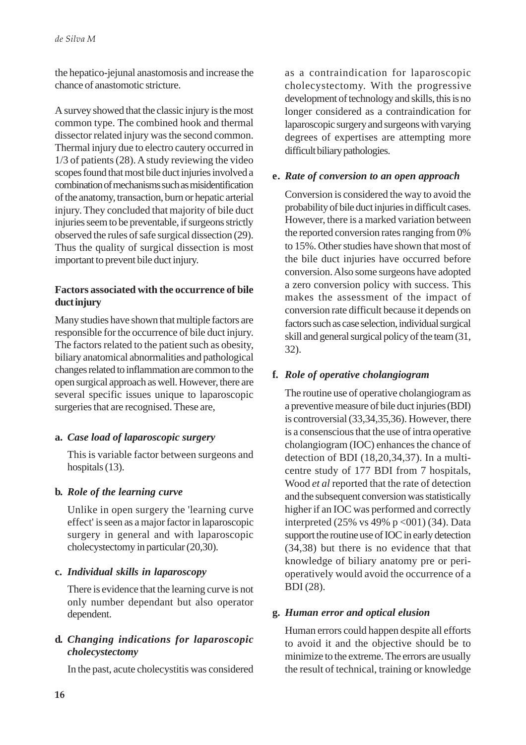the hepatico-jejunal anastomosis and increase the chance of anastomotic stricture.

A survey showed that the classic injury is the most common type. The combined hook and thermal dissector related injury was the second common. Thermal injury due to electro cautery occurred in 1/3 of patients (28). A study reviewing the video scopes found that most bile duct injuries involved a combination of mechanisms such as misidentification of the anatomy, transaction, burn or hepatic arterial injury. They concluded that majority of bile duct injuries seem to be preventable, if surgeons strictly observed the rules of safe surgical dissection (29). Thus the quality of surgical dissection is most important to prevent bile duct injury.

### Factors associated with the occurrence of bile duct injury

Many studies have shown that multiple factors are responsible for the occurrence of bile duct injury. The factors related to the patient such as obesity, biliary anatomical abnormalities and pathological changes related to inflammation are common to the open surgical approach as well. However, there are several specific issues unique to laparoscopic surgeries that are recognised. These are,

**a.** ***Case load of laparoscopic surgery***

This is variable factor between surgeons and hospitals (13).

**b.** ***Role of the learning curve***

Unlike in open surgery the 'learning curve effect' is seen as a major factor in laparoscopic surgery in general and with laparoscopic cholecystectomy in particular (20,30).

**c.** ***Individual skills in laparoscopy***

There is evidence that the learning curve is not only number dependant but also operator dependent.

**d.** ***Changing indications for laparoscopic cholecystectomy***

In the past, acute cholecystitis was considered as a contraindication for laparoscopic cholecystectomy. With the progressive development of technology and skills, this is no longer considered as a contraindication for laparoscopic surgery and surgeons with varying degrees of expertises are attempting more difficult biliary pathologies.

**e.** ***Rate of conversion to an open approach***

Conversion is considered the way to avoid the probability of bile duct injuries in difficult cases. However, there is a marked variation between the reported conversion rates ranging from 0% to 15%. Other studies have shown that most of the bile duct injuries have occurred before conversion. Also some surgeons have adopted a zero conversion policy with success. This makes the assessment of the impact of conversion rate difficult because it depends on factors such as case selection, individual surgical skill and general surgical policy of the team (31, 32).

**f.** ***Role of operative cholangiogram***

The routine use of operative cholangiogram as a preventive measure of bile duct injuries (BDI) is controversial (33,34,35,36). However, there is a consenscious that the use of intra operative cholangiogram (IOC) enhances the chance of detection of BDI (18,20,34,37). In a multi-centre study of 177 BDI from 7 hospitals, Wood *et al* reported that the rate of detection and the subsequent conversion was statistically higher if an IOC was performed and correctly interpreted (25% vs 49% p <001) (34). Data support the routine use of IOC in early detection (34,38) but there is no evidence that that knowledge of biliary anatomy pre or peri-operatively would avoid the occurrence of a BDI (28).

**g.** ***Human error and optical elusion***

Human errors could happen despite all efforts to avoid it and the objective should be to minimize to the extreme. The errors are usually the result of technical, training or knowledge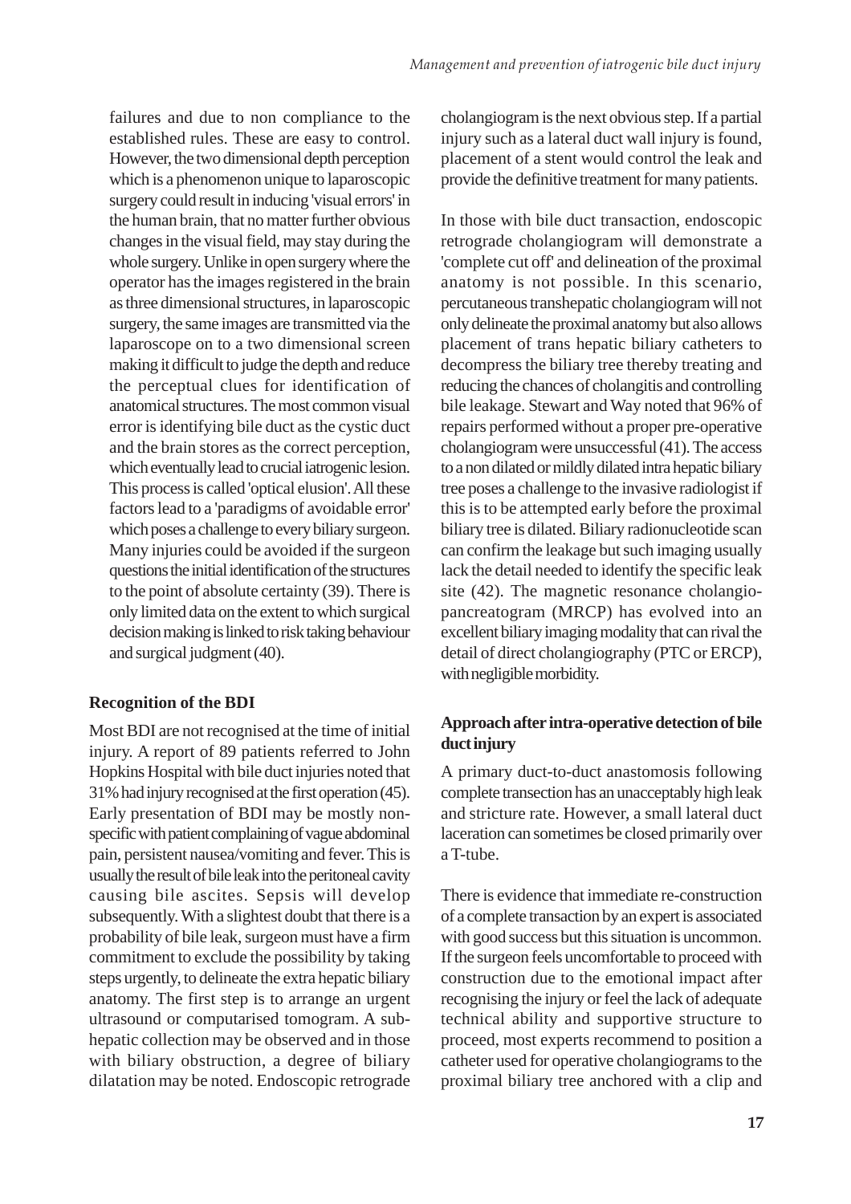failures and due to non compliance to the established rules. These are easy to control. However, the two dimensional depth perception which is a phenomenon unique to laparoscopic surgery could result in inducing 'visual errors' in the human brain, that no matter further obvious changes in the visual field, may stay during the whole surgery. Unlike in open surgery where the operator has the images registered in the brain as three dimensional structures, in laparoscopic surgery, the same images are transmitted via the laparoscope on to a two dimensional screen making it difficult to judge the depth and reduce the perceptual clues for identification of anatomical structures. The most common visual error is identifying bile duct as the cystic duct and the brain stores as the correct perception, which eventually lead to crucial iatrogenic lesion. This process is called 'optical elusion'. All these factors lead to a 'paradigms of avoidable error' which poses a challenge to every biliary surgeon. Many injuries could be avoided if the surgeon questions the initial identification of the structures to the point of absolute certainty (39). There is only limited data on the extent to which surgical decision making is linked to risk taking behaviour and surgical judgment (40).

## Recognition of the BDI

Most BDI are not recognised at the time of initial injury. A report of 89 patients referred to John Hopkins Hospital with bile duct injuries noted that 31% had injury recognised at the first operation (45). Early presentation of BDI may be mostly non-specific with patient complaining of vague abdominal pain, persistent nausea/vomiting and fever. This is usually the result of bile leak into the peritoneal cavity causing bile ascites. Sepsis will develop subsequently. With a slightest doubt that there is a probability of bile leak, surgeon must have a firm commitment to exclude the possibility by taking steps urgently, to delineate the extra hepatic biliary anatomy. The first step is to arrange an urgent ultrasound or computarised tomogram. A sub-hepatic collection may be observed and in those with biliary obstruction, a degree of biliary dilatation may be noted. Endoscopic retrograde cholangiogram is the next obvious step. If a partial injury such as a lateral duct wall injury is found, placement of a stent would control the leak and provide the definitive treatment for many patients.

In those with bile duct transaction, endoscopic retrograde cholangiogram will demonstrate a 'complete cut off' and delineation of the proximal anatomy is not possible. In this scenario, percutaneous transhepatic cholangiogram will not only delineate the proximal anatomy but also allows placement of trans hepatic biliary catheters to decompress the biliary tree thereby treating and reducing the chances of cholangitis and controlling bile leakage. Stewart and Way noted that 96% of repairs performed without a proper pre-operative cholangiogram were unsuccessful (41). The access to a non dilated or mildly dilated intra hepatic biliary tree poses a challenge to the invasive radiologist if this is to be attempted early before the proximal biliary tree is dilated. Biliary radionucleotide scan can confirm the leakage but such imaging usually lack the detail needed to identify the specific leak site (42). The magnetic resonance cholangio-pancreatogram (MRCP) has evolved into an excellent biliary imaging modality that can rival the detail of direct cholangiography (PTC or ERCP), with negligible morbidity.

## Approach after intra-operative detection of bile duct injury

A primary duct-to-duct anastomosis following complete transection has an unacceptably high leak and stricture rate. However, a small lateral duct laceration can sometimes be closed primarily over a T-tube.

There is evidence that immediate re-construction of a complete transaction by an expert is associated with good success but this situation is uncommon. If the surgeon feels uncomfortable to proceed with construction due to the emotional impact after recognising the injury or feel the lack of adequate technical ability and supportive structure to proceed, most experts recommend to position a catheter used for operative cholangiograms to the proximal biliary tree anchored with a clip and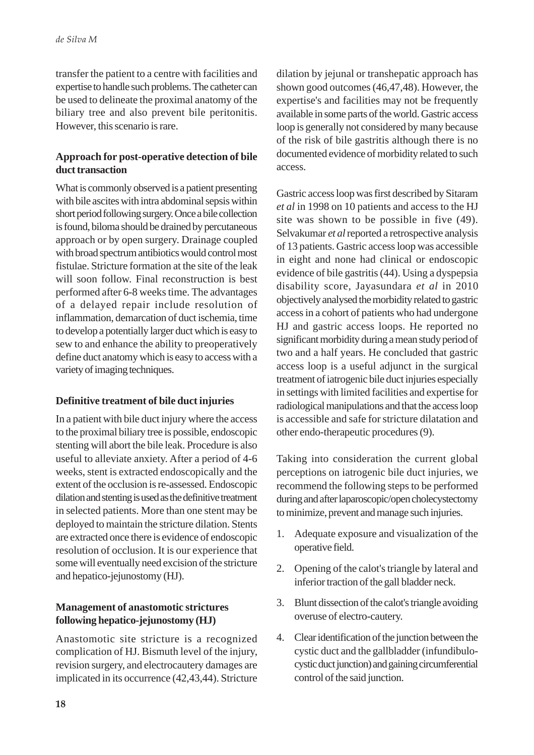transfer the patient to a centre with facilities and expertise to handle such problems. The catheter can be used to delineate the proximal anatomy of the biliary tree and also prevent bile peritonitis. However, this scenario is rare.

### Approach for post-operative detection of bile duct transaction

What is commonly observed is a patient presenting with bile ascites with intra abdominal sepsis within short period following surgery. Once a bile collection is found, biloma should be drained by percutaneous approach or by open surgery. Drainage coupled with broad spectrum antibiotics would control most fistulae. Stricture formation at the site of the leak will soon follow. Final reconstruction is best performed after 6-8 weeks time. The advantages of a delayed repair include resolution of inflammation, demarcation of duct ischemia, time to develop a potentially larger duct which is easy to sew to and enhance the ability to preoperatively define duct anatomy which is easy to access with a variety of imaging techniques.

### Definitive treatment of bile duct injuries

In a patient with bile duct injury where the access to the proximal biliary tree is possible, endoscopic stenting will abort the bile leak. Procedure is also useful to alleviate anxiety. After a period of 4-6 weeks, stent is extracted endoscopically and the extent of the occlusion is re-assessed. Endoscopic dilation and stenting is used as the definitive treatment in selected patients. More than one stent may be deployed to maintain the stricture dilation. Stents are extracted once there is evidence of endoscopic resolution of occlusion. It is our experience that some will eventually need excision of the stricture and hepatico-jejunostomy (HJ).

### Management of anastomotic strictures following hepatico-jejunostomy (HJ)

Anastomotic site stricture is a recognized complication of HJ. Bismuth level of the injury, revision surgery, and electrocautery damages are implicated in its occurrence (42,43,44). Stricture dilation by jejunal or transhepatic approach has shown good outcomes (46,47,48). However, the expertise's and facilities may not be frequently available in some parts of the world. Gastric access loop is generally not considered by many because of the risk of bile gastritis although there is no documented evidence of morbidity related to such access.

Gastric access loop was first described by Sitaram *et al* in 1998 on 10 patients and access to the HJ site was shown to be possible in five (49). Selvakumar *et al* reported a retrospective analysis of 13 patients. Gastric access loop was accessible in eight and none had clinical or endoscopic evidence of bile gastritis (44). Using a dyspepsia disability score, Jayasundara *et al* in 2010 objectively analysed the morbidity related to gastric access in a cohort of patients who had undergone HJ and gastric access loops. He reported no significant morbidity during a mean study period of two and a half years. He concluded that gastric access loop is a useful adjunct in the surgical treatment of iatrogenic bile duct injuries especially in settings with limited facilities and expertise for radiological manipulations and that the access loop is accessible and safe for stricture dilatation and other endo-therapeutic procedures (9).

Taking into consideration the current global perceptions on iatrogenic bile duct injuries, we recommend the following steps to be performed during and after laparoscopic/open cholecystectomy to minimize, prevent and manage such injuries.

1. Adequate exposure and visualization of the operative field.
2. Opening of the calot's triangle by lateral and inferior traction of the gall bladder neck.
3. Blunt dissection of the calot's triangle avoiding overuse of electro-cautery.
4. Clear identification of the junction between the cystic duct and the gallbladder (infundibulo-cystic duct junction) and gaining circumferential control of the said junction.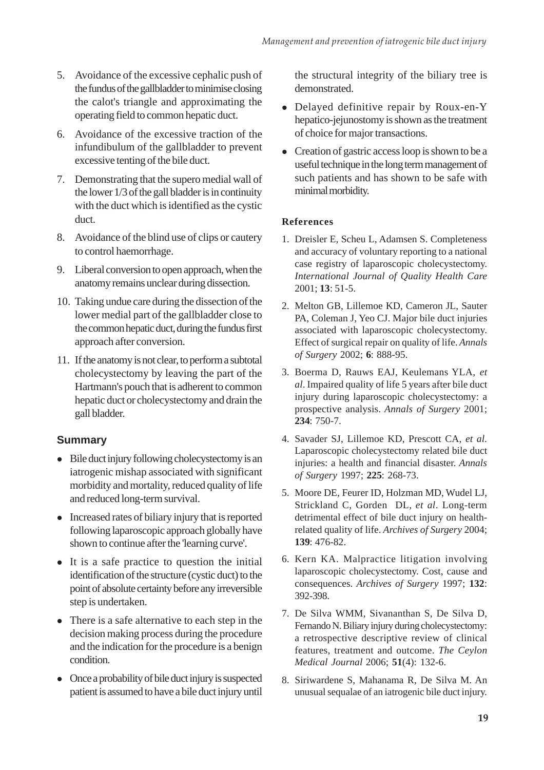5. Avoidance of the excessive cephalic push of the fundus of the gallbladder to minimise closing the calot's triangle and approximating the operating field to common hepatic duct.
6. Avoidance of the excessive traction of the infundibulum of the gallbladder to prevent excessive tenting of the bile duct.
7. Demonstrating that the supero medial wall of the lower 1/3 of the gall bladder is in continuity with the duct which is identified as the cystic duct.
8. Avoidance of the blind use of clips or cautery to control haemorrhage.
9. Liberal conversion to open approach, when the anatomy remains unclear during dissection.
10. Taking undue care during the dissection of the lower medial part of the gallbladder close to the common hepatic duct, during the fundus first approach after conversion.
11. If the anatomy is not clear, to perform a subtotal cholecystectomy by leaving the part of the Hartmann's pouch that is adherent to common hepatic duct or cholecystectomy and drain the gall bladder.

## Summary

- Bile duct injury following cholecystectomy is an iatrogenic mishap associated with significant morbidity and mortality, reduced quality of life and reduced long-term survival.
- Increased rates of biliary injury that is reported following laparoscopic approach globally have shown to continue after the 'learning curve'.
- It is a safe practice to question the initial identification of the structure (cystic duct) to the point of absolute certainty before any irreversible step is undertaken.
- There is a safe alternative to each step in the decision making process during the procedure and the indication for the procedure is a benign condition.
- Once a probability of bile duct injury is suspected patient is assumed to have a bile duct injury until the structural integrity of the biliary tree is demonstrated.
- Delayed definitive repair by Roux-en-Y hepatico-jejunostomy is shown as the treatment of choice for major transactions.
- Creation of gastric access loop is shown to be a useful technique in the long term management of such patients and has shown to be safe with minimal morbidity.

### References

1. Dreisler E, Scheu L, Adamsen S. Completeness and accuracy of voluntary reporting to a national case registry of laparoscopic cholecystectomy. *International Journal of Quality Health Care* 2001; **13**: 51-5.
2. Melton GB, Lillemoe KD, Cameron JL, Sauter PA, Coleman J, Yeo CJ. Major bile duct injuries associated with laparoscopic cholecystectomy. Effect of surgical repair on quality of life. *Annals of Surgery* 2002; **6**: 888-95.
3. Boerma D, Rauws EAJ, Keulemans YLA, *et al*. Impaired quality of life 5 years after bile duct injury during laparoscopic cholecystectomy: a prospective analysis. *Annals of Surgery* 2001; **234**: 750-7.
4. Savader SJ, Lillemoe KD, Prescott CA, *et al.* Laparoscopic cholecystectomy related bile duct injuries: a health and financial disaster. *Annals of Surgery* 1997; **225**: 268-73.
5. Moore DE, Feurer ID, Holzman MD, Wudel LJ, Strickland C, Gorden DL, *et al*. Long-term detrimental effect of bile duct injury on health-related quality of life. *Archives of Surgery* 2004; **139**: 476-82.
6. Kern KA. Malpractice litigation involving laparoscopic cholecystectomy. Cost, cause and consequences. *Archives of Surgery* 1997; **132**: 392-398.
7. De Silva WMM, Sivananthan S, De Silva D, Fernando N. Biliary injury during cholecystectomy: a retrospective descriptive review of clinical features, treatment and outcome. *The Ceylon Medical Journal* 2006; **51**(4): 132-6.
8. Siriwardene S, Mahanama R, De Silva M. An unusual sequalae of an iatrogenic bile duct injury.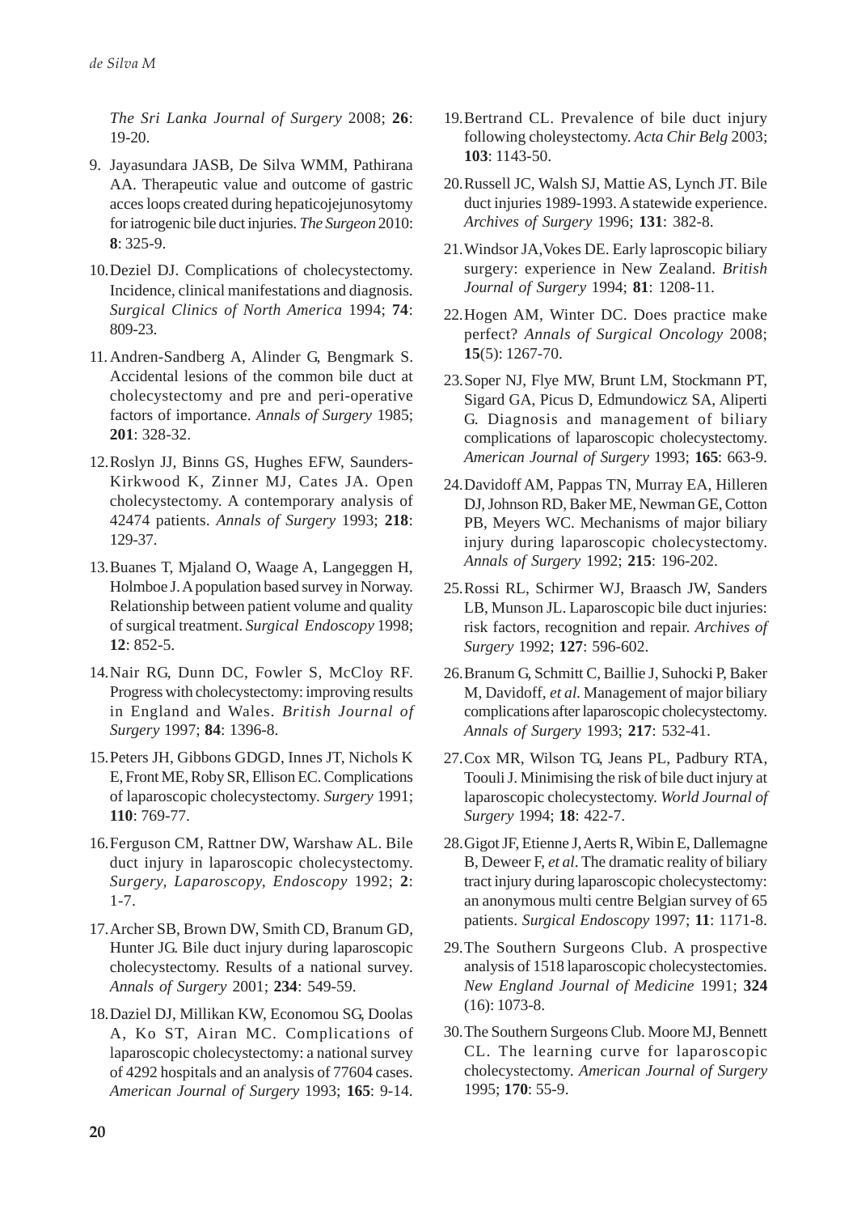*The Sri Lanka Journal of Surgery* 2008; **26**: 19-20.

9. Jayasundara JASB, De Silva WMM, Pathirana AA. Therapeutic value and outcome of gastric acces loops created during hepaticojejunosytomy for iatrogenic bile duct injuries. *The Surgeon* 2010: **8**: 325-9.

10. Deziel DJ. Complications of cholecystectomy. Incidence, clinical manifestations and diagnosis. *Surgical Clinics of North America* 1994; **74**: 809-23.

11. Andren-Sandberg A, Alinder G, Bengmark S. Accidental lesions of the common bile duct at cholecystectomy and pre and peri-operative factors of importance. *Annals of Surgery* 1985; **201**: 328-32.

12. Roslyn JJ, Binns GS, Hughes EFW, Saunders-Kirkwood K, Zinner MJ, Cates JA. Open cholecystectomy. A contemporary analysis of 42474 patients. *Annals of Surgery* 1993; **218**: 129-37.

13. Buanes T, Mjaland O, Waage A, Langeggen H, Holmboe J. A population based survey in Norway. Relationship between patient volume and quality of surgical treatment. *Surgical Endoscopy* 1998; **12**: 852-5.

14. Nair RG, Dunn DC, Fowler S, McCloy RF. Progress with cholecystectomy: improving results in England and Wales. *British Journal of Surgery* 1997; **84**: 1396-8.

15. Peters JH, Gibbons GDGD, Innes JT, Nichols K E, Front ME, Roby SR, Ellison EC. Complications of laparoscopic cholecystectomy. *Surgery* 1991; **110**: 769-77.

16. Ferguson CM, Rattner DW, Warshaw AL. Bile duct injury in laparoscopic cholecystectomy. *Surgery, Laparoscopy, Endoscopy* 1992; **2**: 1-7.

17. Archer SB, Brown DW, Smith CD, Branum GD, Hunter JG. Bile duct injury during laparoscopic cholecystectomy. Results of a national survey. *Annals of Surgery* 2001; **234**: 549-59.

18. Daziel DJ, Millikan KW, Economou SG, Doolas A, Ko ST, Airan MC. Complications of laparoscopic cholecystectomy: a national survey of 4292 hospitals and an analysis of 77604 cases. *American Journal of Surgery* 1993; **165**: 9-14.

19. Bertrand CL. Prevalence of bile duct injury following choleystectomy. *Acta Chir Belg* 2003; **103**: 1143-50.

20. Russell JC, Walsh SJ, Mattie AS, Lynch JT. Bile duct injuries 1989-1993. A statewide experience. *Archives of Surgery* 1996; **131**: 382-8.

21. Windsor JA, Vokes DE. Early laproscopic biliary surgery: experience in New Zealand. *British Journal of Surgery* 1994; **81**: 1208-11.

22. Hogen AM, Winter DC. Does practice make perfect? *Annals of Surgical Oncology* 2008; **15**(5): 1267-70.

23. Soper NJ, Flye MW, Brunt LM, Stockmann PT, Sigard GA, Picus D, Edmundowicz SA, Aliperti G. Diagnosis and management of biliary complications of laparoscopic cholecystectomy. *American Journal of Surgery* 1993; **165**: 663-9.

24. Davidoff AM, Pappas TN, Murray EA, Hilleren DJ, Johnson RD, Baker ME, Newman GE, Cotton PB, Meyers WC. Mechanisms of major biliary injury during laparoscopic cholecystectomy. *Annals of Surgery* 1992; **215**: 196-202.

25. Rossi RL, Schirmer WJ, Braasch JW, Sanders LB, Munson JL. Laparoscopic bile duct injuries: risk factors, recognition and repair. *Archives of Surgery* 1992; **127**: 596-602.

26. Branum G, Schmitt C, Baillie J, Suhocki P, Baker M, Davidoff, *et al*. Management of major biliary complications after laparoscopic cholecystectomy. *Annals of Surgery* 1993; **217**: 532-41.

27. Cox MR, Wilson TG, Jeans PL, Padbury RTA, Toouli J. Minimising the risk of bile duct injury at laparoscopic cholecystectomy. *World Journal of Surgery* 1994; **18**: 422-7.

28. Gigot JF, Etienne J, Aerts R, Wibin E, Dallemagne B, Deweer F, *et al*. The dramatic reality of biliary tract injury during laparoscopic cholecystectomy: an anonymous multi centre Belgian survey of 65 patients. *Surgical Endoscopy* 1997; **11**: 1171-8.

29. The Southern Surgeons Club. A prospective analysis of 1518 laparoscopic cholecystectomies. *New England Journal of Medicine* 1991; **324** (16): 1073-8.

30. The Southern Surgeons Club. Moore MJ, Bennett CL. The learning curve for laparoscopic cholecystectomy. *American Journal of Surgery* 1995; **170**: 55-9.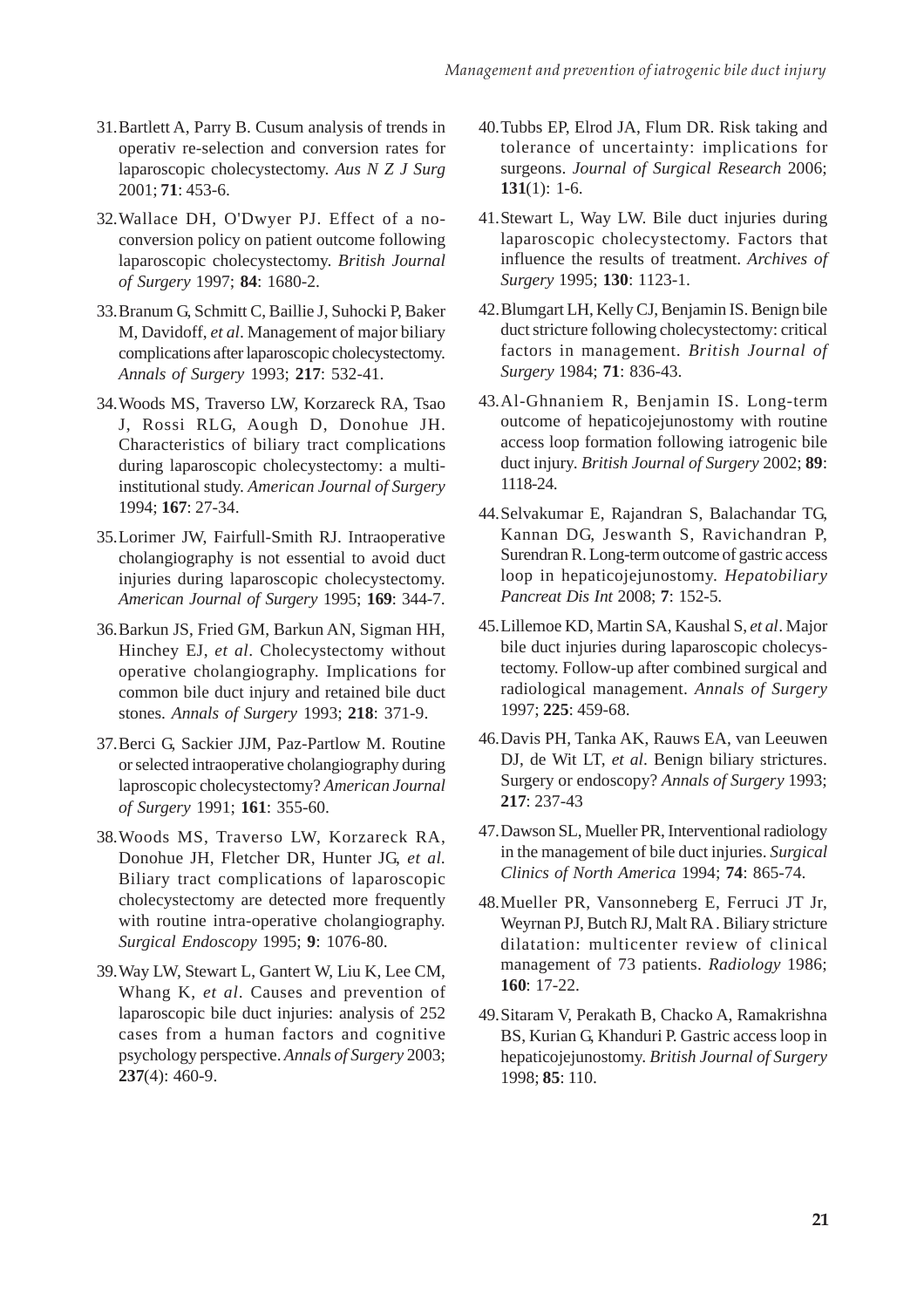31. Bartlett A, Parry B. Cusum analysis of trends in operativ re-selection and conversion rates for laparoscopic cholecystectomy. *Aus N Z J Surg* 2001; **71**: 453-6.

32. Wallace DH, O'Dwyer PJ. Effect of a no-conversion policy on patient outcome following laparoscopic cholecystectomy. *British Journal of Surgery* 1997; **84**: 1680-2.

33. Branum G, Schmitt C, Baillie J, Suhocki P, Baker M, Davidoff, *et al*. Management of major biliary complications after laparoscopic cholecystectomy. *Annals of Surgery* 1993; **217**: 532-41.

34. Woods MS, Traverso LW, Korzareck RA, Tsao J, Rossi RLG, Aough D, Donohue JH. Characteristics of biliary tract complications during laparoscopic cholecystectomy: a multi-institutional study. *American Journal of Surgery* 1994; **167**: 27-34.

35. Lorimer JW, Fairfull-Smith RJ. Intraoperative cholangiography is not essential to avoid duct injuries during laparoscopic cholecystectomy. *American Journal of Surgery* 1995; **169**: 344-7.

36. Barkun JS, Fried GM, Barkun AN, Sigman HH, Hinchey EJ, *et al*. Cholecystectomy without operative cholangiography. Implications for common bile duct injury and retained bile duct stones. *Annals of Surgery* 1993; **218**: 371-9.

37. Berci G, Sackier JJM, Paz-Partlow M. Routine or selected intraoperative cholangiography during laproscopic cholecystectomy? *American Journal of Surgery* 1991; **161**: 355-60.

38. Woods MS, Traverso LW, Korzareck RA, Donohue JH, Fletcher DR, Hunter JG, *et al.* Biliary tract complications of laparoscopic cholecystectomy are detected more frequently with routine intra-operative cholangiography. *Surgical Endoscopy* 1995; **9**: 1076-80.

39. Way LW, Stewart L, Gantert W, Liu K, Lee CM, Whang K, *et al*. Causes and prevention of laparoscopic bile duct injuries: analysis of 252 cases from a human factors and cognitive psychology perspective. *Annals of Surgery* 2003; **237**(4): 460-9.

40. Tubbs EP, Elrod JA, Flum DR. Risk taking and tolerance of uncertainty: implications for surgeons. *Journal of Surgical Research* 2006; **131**(1): 1-6.

41. Stewart L, Way LW. Bile duct injuries during laparoscopic cholecystectomy. Factors that influence the results of treatment. *Archives of Surgery* 1995; **130**: 1123-1.

42. Blumgart LH, Kelly CJ, Benjamin IS. Benign bile duct stricture following cholecystectomy: critical factors in management. *British Journal of Surgery* 1984; **71**: 836-43.

43. Al-Ghnaniem R, Benjamin IS. Long-term outcome of hepaticojejunostomy with routine access loop formation following iatrogenic bile duct injury. *British Journal of Surgery* 2002; **89**: 1118-24.

44. Selvakumar E, Rajandran S, Balachandar TG, Kannan DG, Jeswanth S, Ravichandran P, Surendran R. Long-term outcome of gastric access loop in hepaticojejunostomy. *Hepatobiliary Pancreat Dis Int* 2008; **7**: 152-5.

45. Lillemoe KD, Martin SA, Kaushal S, *et al*. Major bile duct injuries during laparoscopic cholecystectomy. Follow-up after combined surgical and radiological management. *Annals of Surgery* 1997; **225**: 459-68.

46. Davis PH, Tanka AK, Rauws EA, van Leeuwen DJ, de Wit LT, *et al*. Benign biliary strictures. Surgery or endoscopy? *Annals of Surgery* 1993; **217**: 237-43

47. Dawson SL, Mueller PR, Interventional radiology in the management of bile duct injuries. *Surgical Clinics of North America* 1994; **74**: 865-74.

48. Mueller PR, Vansonneberg E, Ferruci JT Jr, Weyrnan PJ, Butch RJ, Malt RA . Biliary stricture dilatation: multicenter review of clinical management of 73 patients. *Radiology* 1986; **160**: 17-22.

49. Sitaram V, Perakath B, Chacko A, Ramakrishna BS, Kurian G, Khanduri P. Gastric access loop in hepaticojejunostomy. *British Journal of Surgery* 1998; **85**: 110.